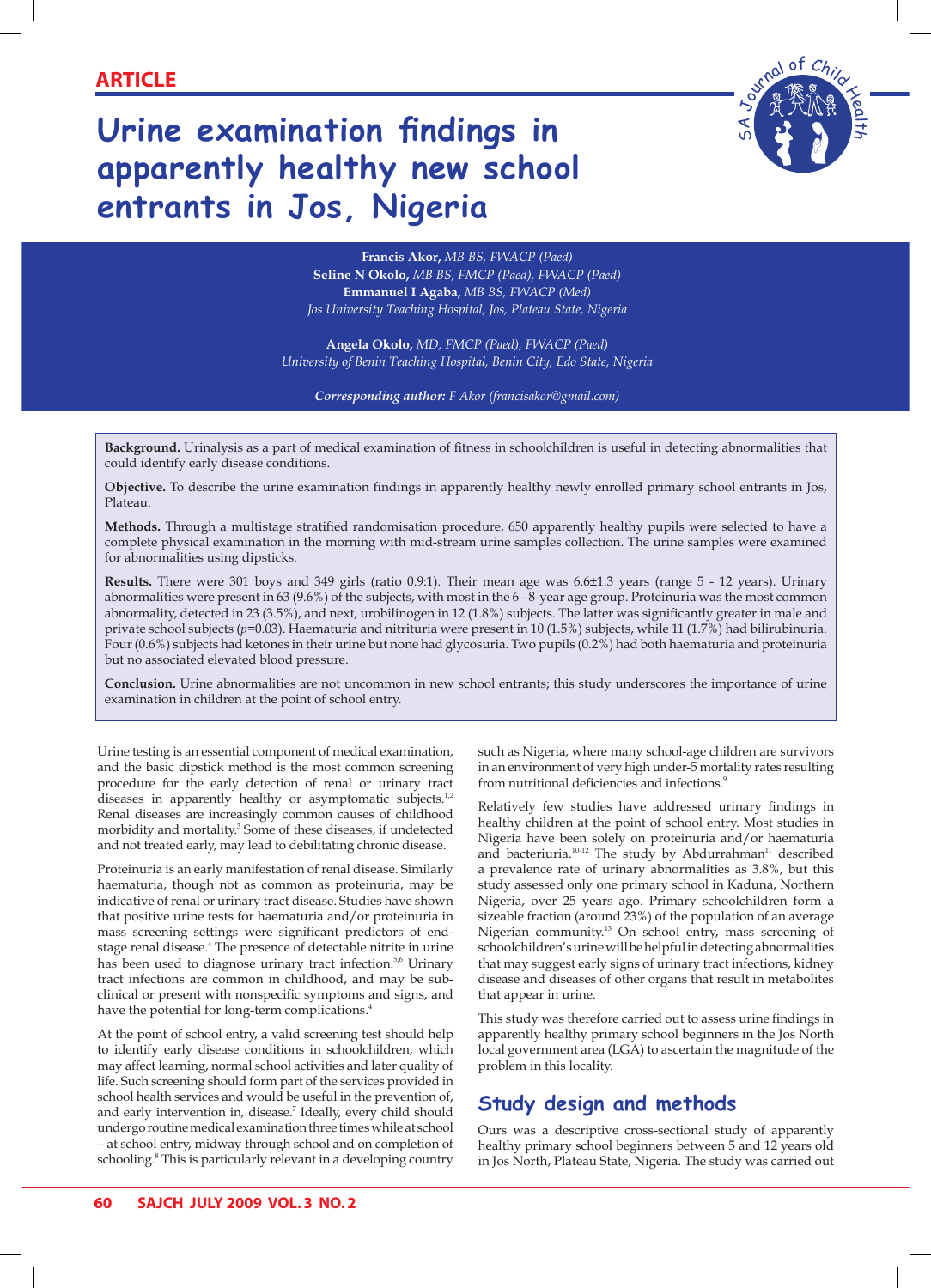ARTICLE

# Urine examination findings in apparently healthy new school entrants in Jos, Nigeria

**Francis Akor,** *MB BS, FWACP (Paed)*
**Seline N Okolo,** *MB BS, FMCP (Paed), FWACP (Paed)*
**Emmanuel I Agaba,** *MB BS, FWACP (Med)*
*Jos University Teaching Hospital, Jos, Plateau State, Nigeria*

**Angela Okolo,** *MD, FMCP (Paed), FWACP (Paed)*
*University of Benin Teaching Hospital, Benin City, Edo State, Nigeria*

***Corresponding author:*** *F Akor (francisakor@gmail.com)*

**Background.** Urinalysis as a part of medical examination of fitness in schoolchildren is useful in detecting abnormalities that could identify early disease conditions.

**Objective.** To describe the urine examination findings in apparently healthy newly enrolled primary school entrants in Jos, Plateau.

**Methods.** Through a multistage stratified randomisation procedure, 650 apparently healthy pupils were selected to have a complete physical examination in the morning with mid-stream urine samples collection. The urine samples were examined for abnormalities using dipsticks.

**Results.** There were 301 boys and 349 girls (ratio 0.9:1). Their mean age was 6.6±1.3 years (range 5 - 12 years). Urinary abnormalities were present in 63 (9.6%) of the subjects, with most in the 6 - 8-year age group. Proteinuria was the most common abnormality, detected in 23 (3.5%), and next, urobilinogen in 12 (1.8%) subjects. The latter was significantly greater in male and private school subjects ($p$=0.03). Haematuria and nitrituria were present in 10 (1.5%) subjects, while 11 (1.7%) had bilirubinuria. Four (0.6%) subjects had ketones in their urine but none had glycosuria. Two pupils (0.2%) had both haematuria and proteinuria but no associated elevated blood pressure.

**Conclusion.** Urine abnormalities are not uncommon in new school entrants; this study underscores the importance of urine examination in children at the point of school entry.

Urine testing is an essential component of medical examination, and the basic dipstick method is the most common screening procedure for the early detection of renal or urinary tract diseases in apparently healthy or asymptomatic subjects.[1,2] Renal diseases are increasingly common causes of childhood morbidity and mortality.[3] Some of these diseases, if undetected and not treated early, may lead to debilitating chronic disease.

Proteinuria is an early manifestation of renal disease. Similarly haematuria, though not as common as proteinuria, may be indicative of renal or urinary tract disease. Studies have shown that positive urine tests for haematuria and/or proteinuria in mass screening settings were significant predictors of end-stage renal disease.[4] The presence of detectable nitrite in urine has been used to diagnose urinary tract infection.[5,6] Urinary tract infections are common in childhood, and may be sub-clinical or present with nonspecific symptoms and signs, and have the potential for long-term complications.[4]

At the point of school entry, a valid screening test should help to identify early disease conditions in schoolchildren, which may affect learning, normal school activities and later quality of life. Such screening should form part of the services provided in school health services and would be useful in the prevention of, and early intervention in, disease.[7] Ideally, every child should undergo routine medical examination three times while at school – at school entry, midway through school and on completion of schooling.[8] This is particularly relevant in a developing country such as Nigeria, where many school-age children are survivors in an environment of very high under-5 mortality rates resulting from nutritional deficiencies and infections.[9]

Relatively few studies have addressed urinary findings in healthy children at the point of school entry. Most studies in Nigeria have been solely on proteinuria and/or haematuria and bacteriuria.[10-12] The study by Abdurrahman[11] described a prevalence rate of urinary abnormalities as 3.8%, but this study assessed only one primary school in Kaduna, Northern Nigeria, over 25 years ago. Primary schoolchildren form a sizeable fraction (around 23%) of the population of an average Nigerian community.[13] On school entry, mass screening of schoolchildren's urine will be helpful in detecting abnormalities that may suggest early signs of urinary tract infections, kidney disease and diseases of other organs that result in metabolites that appear in urine.

This study was therefore carried out to assess urine findings in apparently healthy primary school beginners in the Jos North local government area (LGA) to ascertain the magnitude of the problem in this locality.

## Study design and methods

Ours was a descriptive cross-sectional study of apparently healthy primary school beginners between 5 and 12 years old in Jos North, Plateau State, Nigeria. The study was carried out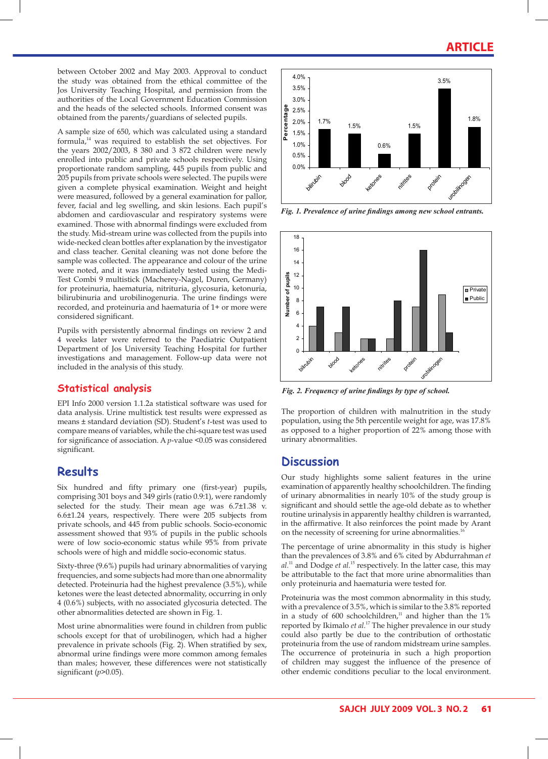between October 2002 and May 2003. Approval to conduct the study was obtained from the ethical committee of the Jos University Teaching Hospital, and permission from the authorities of the Local Government Education Commission and the heads of the selected schools. Informed consent was obtained from the parents/guardians of selected pupils.

A sample size of 650, which was calculated using a standard formula,[14] was required to establish the set objectives. For the years 2002/2003, 8 380 and 3 872 children were newly enrolled into public and private schools respectively. Using proportionate random sampling, 445 pupils from public and 205 pupils from private schools were selected. The pupils were given a complete physical examination. Weight and height were measured, followed by a general examination for pallor, fever, facial and leg swelling, and skin lesions. Each pupil's abdomen and cardiovascular and respiratory systems were examined. Those with abnormal findings were excluded from the study. Mid-stream urine was collected from the pupils into wide-necked clean bottles after explanation by the investigator and class teacher. Genital cleaning was not done before the sample was collected. The appearance and colour of the urine were noted, and it was immediately tested using the Medi-Test Combi 9 multistick (Macherey-Nagel, Duren, Germany) for proteinuria, haematuria, nitrituria, glycosuria, ketonuria, bilirubinuria and urobilinogenuria. The urine findings were recorded, and proteinuria and haematuria of 1+ or more were considered significant.

Pupils with persistently abnormal findings on review 2 and 4 weeks later were referred to the Paediatric Outpatient Department of Jos University Teaching Hospital for further investigations and management. Follow-up data were not included in the analysis of this study.

## Statistical analysis

EPI Info 2000 version 1.1.2a statistical software was used for data analysis. Urine multistick test results were expressed as means ± standard deviation (SD). Student's *t*-test was used to compare means of variables, while the chi-square test was used for significance of association. A $p$-value <0.05 was considered significant.

## Results

Six hundred and fifty primary one (first-year) pupils, comprising 301 boys and 349 girls (ratio 0.9:1), were randomly selected for the study. Their mean age was 6.7±1.38 v. 6.6±1.24 years, respectively. There were 205 subjects from private schools, and 445 from public schools. Socio-economic assessment showed that 93% of pupils in the public schools were of low socio-economic status while 95% from private schools were of high and middle socio-economic status.

Sixty-three (9.6%) pupils had urinary abnormalities of varying frequencies, and some subjects had more than one abnormality detected. Proteinuria had the highest prevalence (3.5%), while ketones were the least detected abnormality, occurring in only 4 (0.6%) subjects, with no associated glycosuria detected. The other abnormalities detected are shown in Fig. 1.

Most urine abnormalities were found in children from public schools except for that of urobilinogen, which had a higher prevalence in private schools (Fig. 2). When stratified by sex, abnormal urine findings were more common among females than males; however, these differences were not statistically significant ($p$>0.05).

Percentage
4.0%
3.5%
3.0%
2.5%
2.0%
1.5%
1.0%
0.5%
0.0%
1.7%
1.5%
0.6%
1.5%
3.5%
1.8%
bilirubin
blood
ketones
nitrites
protein
urobilinogen

*Fig. 1. Prevalence of urine findings among new school entrants.*

Number of pupils
18
16
14
12
10
8
6
4
2
0
bilirubin
blood
ketones
nitrites
protein
urobilinogen
Private
Public

*Fig. 2. Frequency of urine findings by type of school.*

The proportion of children with malnutrition in the study population, using the 5th percentile weight for age, was 17.8% as opposed to a higher proportion of 22% among those with urinary abnormalities.

## Discussion

Our study highlights some salient features in the urine examination of apparently healthy schoolchildren. The finding of urinary abnormalities in nearly 10% of the study group is significant and should settle the age-old debate as to whether routine urinalysis in apparently healthy children is warranted, in the affirmative. It also reinforces the point made by Arant on the necessity of screening for urine abnormalities.[16]

The percentage of urine abnormality in this study is higher than the prevalences of 3.8% and 6% cited by Abdurrahman *et al.*[11] and Dodge *et al.*[15] respectively. In the latter case, this may be attributable to the fact that more urine abnormalities than only proteinuria and haematuria were tested for.

Proteinuria was the most common abnormality in this study, with a prevalence of 3.5%, which is similar to the 3.8% reported in a study of 600 schoolchildren,[11] and higher than the 1% reported by Ikimalo *et al.*[17] The higher prevalence in our study could also partly be due to the contribution of orthostatic proteinuria from the use of random midstream urine samples. The occurrence of proteinuria in such a high proportion of children may suggest the influence of the presence of other endemic conditions peculiar to the local environment.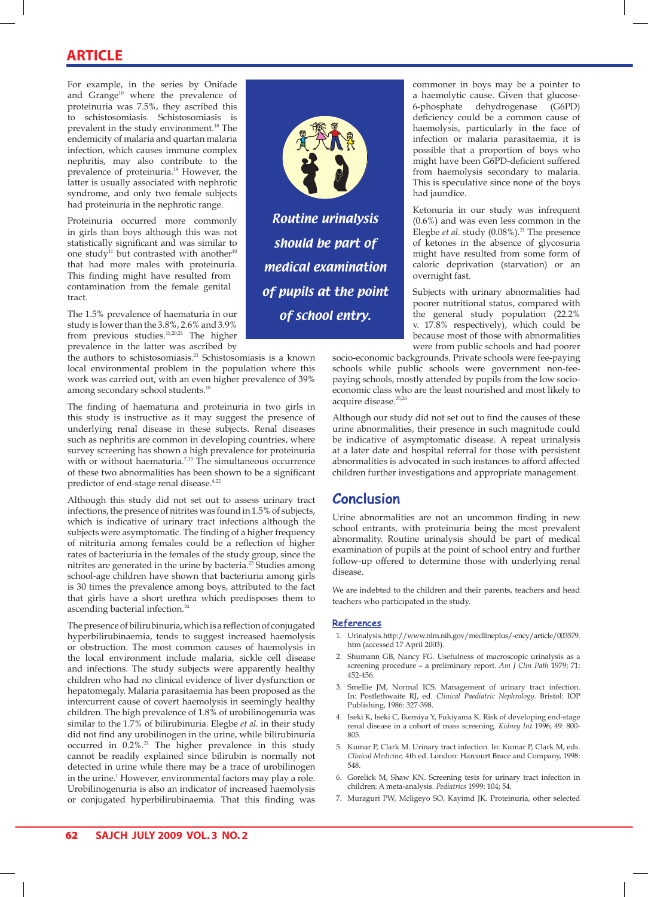For example, in the series by Onifade and Grange[10] where the prevalence of proteinuria was 7.5%, they ascribed this to schistosomiasis. Schistosomiasis is prevalent in the study environment.[18] The endemicity of malaria and quartan malaria infection, which causes immune complex nephritis, may also contribute to the prevalence of proteinuria.[19] However, the latter is usually associated with nephrotic syndrome, and only two female subjects had proteinuria in the nephrotic range.

Proteinuria occurred more commonly in girls than boys although this was not statistically significant and was similar to one study[11] but contrasted with another[10] that had more males with proteinuria. This finding might have resulted from contamination from the female genital tract.

The 1.5% prevalence of haematuria in our study is lower than the 3.8%, 2.6% and 3.9% from previous studies.[11,20,21] The higher prevalence in the latter was ascribed by the authors to schistosomiasis.[21] Schistosomiasis is a known local environmental problem in the population where this work was carried out, with an even higher prevalence of 39% among secondary school students.[18]

The finding of haematuria and proteinuria in two girls in this study is instructive as it may suggest the presence of underlying renal disease in these subjects. Renal diseases such as nephritis are common in developing countries, where survey screening has shown a high prevalence for proteinuria with or without haematuria.[7,13] The simultaneous occurrence of these two abnormalities has been shown to be a significant predictor of end-stage renal disease.[4,22]

Although this study did not set out to assess urinary tract infections, the presence of nitrites was found in 1.5% of subjects, which is indicative of urinary tract infections although the subjects were asymptomatic. The finding of a higher frequency of nitrituria among females could be a reflection of higher rates of bacteriuria in the females of the study group, since the nitrites are generated in the urine by bacteria.[23] Studies among school-age children have shown that bacteriuria among girls is 30 times the prevalence among boys, attributed to the fact that girls have a short urethra which predisposes them to ascending bacterial infection.[24]

The presence of bilirubinuria, which is a reflection of conjugated hyperbilirubinaemia, tends to suggest increased haemolysis or obstruction. The most common causes of haemolysis in the local environment include malaria, sickle cell disease and infections. The study subjects were apparently healthy children who had no clinical evidence of liver dysfunction or hepatomegaly. Malaria parasitaemia has been proposed as the intercurrent cause of covert haemolysis in seemingly healthy children. The high prevalence of 1.8% of urobilinogenuria was similar to the 1.7% of bilirubinuria. Elegbe *et al.* in their study did not find any urobilinogen in the urine, while bilirubinuria occurred in 0.2%.[21] The higher prevalence in this study cannot be readily explained since bilirubin is normally not detected in urine while there may be a trace of urobilinogen in the urine.[1] However, environmental factors may play a role. Urobilinogenuria is also an indicator of increased haemolysis or conjugated hyperbilirubinaemia. That this finding was commoner in boys may be a pointer to a haemolytic cause. Given that glucose-6-phosphate dehydrogenase (G6PD) deficiency could be a common cause of haemolysis, particularly in the face of infection or malaria parasitaemia, it is possible that a proportion of boys who might have been G6PD-deficient suffered from haemolysis secondary to malaria. This is speculative since none of the boys had jaundice.

**Routine urinalysis should be part of medical examination of pupils at the point of school entry.**

Ketonuria in our study was infrequent (0.6%) and was even less common in the Elegbe *et al.* study (0.08%).[21] The presence of ketones in the absence of glycosuria might have resulted from some form of caloric deprivation (starvation) or an overnight fast.

Subjects with urinary abnormalities had poorer nutritional status, compared with the general study population (22.2% v. 17.8% respectively), which could be because most of those with abnormalities were from public schools and had poorer socio-economic backgrounds. Private schools were fee-paying schools while public schools were government non-fee-paying schools, mostly attended by pupils from the low socio-economic class who are the least nourished and most likely to acquire disease.[25,26]

Although our study did not set out to find the causes of these urine abnormalities, their presence in such magnitude could be indicative of asymptomatic disease. A repeat urinalysis at a later date and hospital referral for those with persistent abnormalities is advocated in such instances to afford affected children further investigations and appropriate management.

## Conclusion

Urine abnormalities are not an uncommon finding in new school entrants, with proteinuria being the most prevalent abnormality. Routine urinalysis should be part of medical examination of pupils at the point of school entry and further follow-up offered to determine those with underlying renal disease.

We are indebted to the children and their parents, teachers and head teachers who participated in the study.

## References

1. Urinalysis.http://www.nlm.nih.gov/medlineplus/-ency/article/003579.htm (accessed 17 April 2003).
2. Shumann GB, Nancy FG. Usefulness of macroscopic urinalysis as a screening procedure – a preliminary report. *Am J Clin Path* 1979; 71: 452-456.
3. Smellie JM, Normal ICS. Management of urinary tract infection. In: Postlethwaite RJ, ed. *Clinical Paediatric Nephrology*. Bristol: IOP Publishing, 1986: 327-398.
4. Iseki K, Iseki C, Ikemiya Y, Fukiyama K. Risk of developing end-stage renal disease in a cohort of mass screening. *Kidney Int* 1996; 49: 800-805.
5. Kumar P, Clark M. Urinary tract infection. In: Kumar P, Clark M, eds. *Clinical Medicine*, 4th ed. London: Harcourt Brace and Company, 1998: 548.
6. Gorelick M, Shaw KN. Screening tests for urinary tract infection in children: A meta-analysis. *Pediatrics* 1999: 104; 54.
7. Muraguri PW, Mcligeyo SO, Kayimd JK. Proteinuria, other selected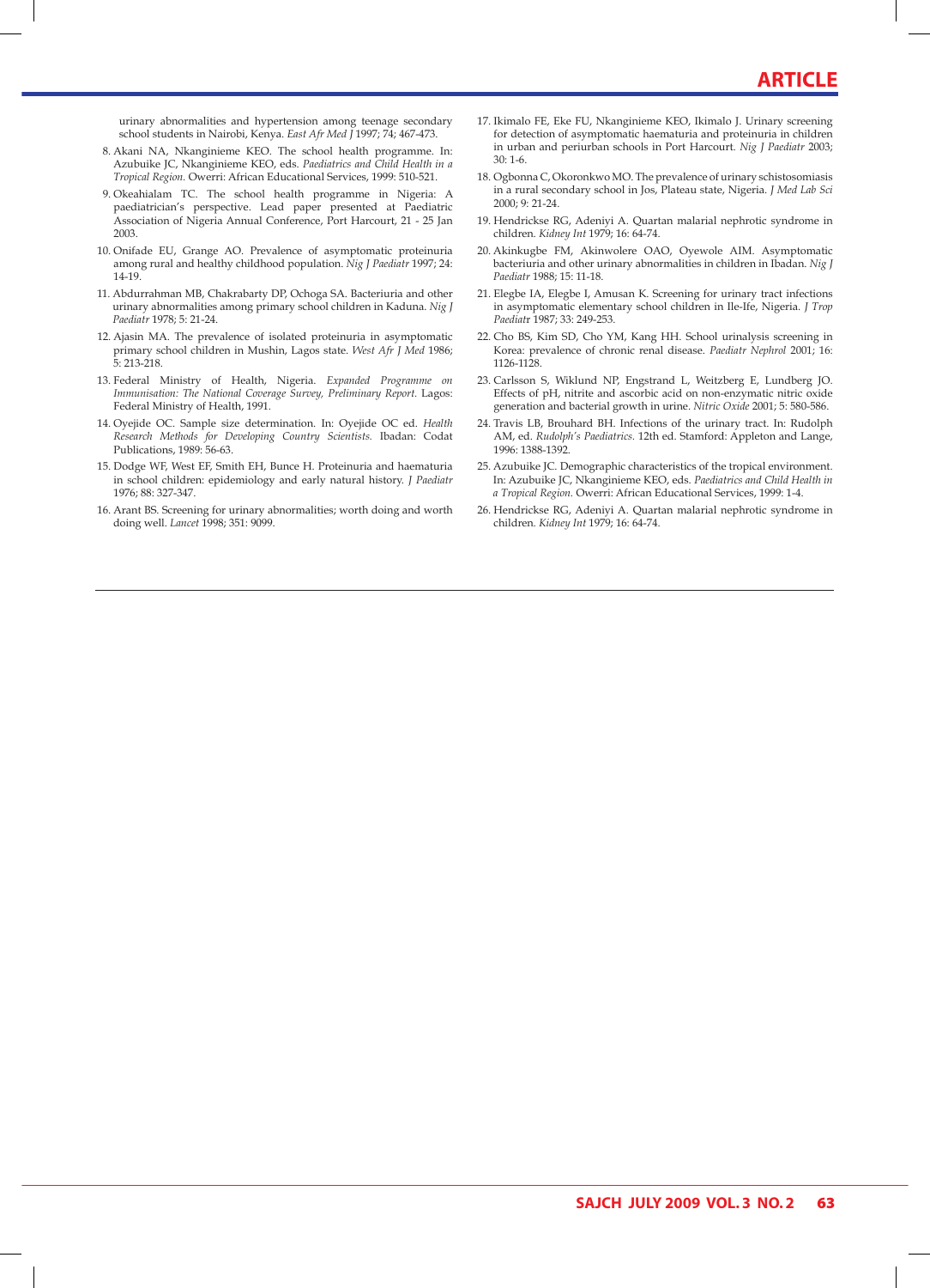urinary abnormalities and hypertension among teenage secondary school students in Nairobi, Kenya. *East Afr Med J* 1997; 74; 467-473.

8. Akani NA, Nkanginieme KEO. The school health programme. In: Azubuike JC, Nkanginieme KEO, eds. *Paediatrics and Child Health in a Tropical Region.* Owerri: African Educational Services, 1999: 510-521.
9. Okeahialam TC. The school health programme in Nigeria: A paediatrician's perspective. Lead paper presented at Paediatric Association of Nigeria Annual Conference, Port Harcourt, 21 - 25 Jan 2003.
10. Onifade EU, Grange AO. Prevalence of asymptomatic proteinuria among rural and healthy childhood population. *Nig J Paediatr* 1997; 24: 14-19.
11. Abdurrahman MB, Chakrabarty DP, Ochoga SA. Bacteriuria and other urinary abnormalities among primary school children in Kaduna. *Nig J Paediatr* 1978; 5: 21-24.
12. Ajasin MA. The prevalence of isolated proteinuria in asymptomatic primary school children in Mushin, Lagos state. *West Afr J Med* 1986; 5: 213-218.
13. Federal Ministry of Health, Nigeria. *Expanded Programme on Immunisation: The National Coverage Survey, Preliminary Report.* Lagos: Federal Ministry of Health, 1991.
14. Oyejide OC. Sample size determination. In: Oyejide OC ed. *Health Research Methods for Developing Country Scientists.* Ibadan: Codat Publications, 1989: 56-63.
15. Dodge WF, West EF, Smith EH, Bunce H. Proteinuria and haematuria in school children: epidemiology and early natural history. *J Paediatr* 1976; 88: 327-347.
16. Arant BS. Screening for urinary abnormalities; worth doing and worth doing well. *Lancet* 1998; 351: 9099.
17. Ikimalo FE, Eke FU, Nkanginieme KEO, Ikimalo J. Urinary screening for detection of asymptomatic haematuria and proteinuria in children in urban and periurban schools in Port Harcourt. *Nig J Paediatr* 2003; 30: 1-6.
18. Ogbonna C, Okoronkwo MO. The prevalence of urinary schistosomiasis in a rural secondary school in Jos, Plateau state, Nigeria. *J Med Lab Sci* 2000; 9: 21-24.
19. Hendrickse RG, Adeniyi A. Quartan malarial nephrotic syndrome in children. *Kidney Int* 1979; 16: 64-74.
20. Akinkugbe FM, Akinwolere OAO, Oyewole AIM. Asymptomatic bacteriuria and other urinary abnormalities in children in Ibadan. *Nig J Paediatr* 1988; 15: 11-18.
21. Elegbe IA, Elegbe I, Amusan K. Screening for urinary tract infections in asymptomatic elementary school children in Ile-Ife, Nigeria. *J Trop Paediatr* 1987; 33: 249-253.
22. Cho BS, Kim SD, Cho YM, Kang HH. School urinalysis screening in Korea: prevalence of chronic renal disease. *Paediatr Nephrol* 2001; 16: 1126-1128.
23. Carlsson S, Wiklund NP, Engstrand L, Weitzberg E, Lundberg JO. Effects of pH, nitrite and ascorbic acid on non-enzymatic nitric oxide generation and bacterial growth in urine. *Nitric Oxide* 2001; 5: 580-586.
24. Travis LB, Brouhard BH. Infections of the urinary tract. In: Rudolph AM, ed. *Rudolph's Paediatrics.* 12th ed. Stamford: Appleton and Lange, 1996: 1388-1392.
25. Azubuike JC. Demographic characteristics of the tropical environment. In: Azubuike JC, Nkanginieme KEO, eds. *Paediatrics and Child Health in a Tropical Region.* Owerri: African Educational Services, 1999: 1-4.
26. Hendrickse RG, Adeniyi A. Quartan malarial nephrotic syndrome in children. *Kidney Int* 1979; 16: 64-74.